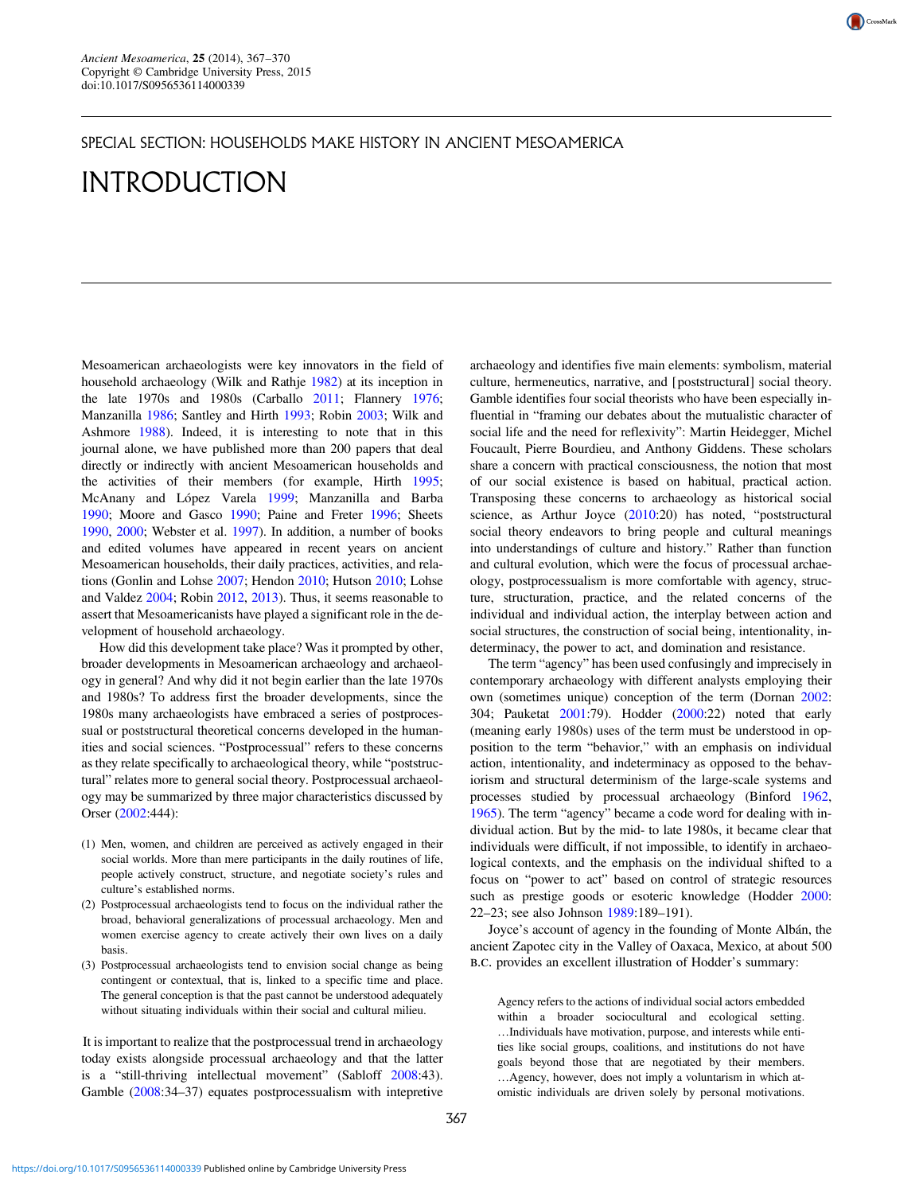## SPECIAL SECTION: HOUSEHOLDS MAKE HISTORY IN ANCIENT MESOAMERICA

# INTRODUCTION

Mesoamerican archaeologists were key innovators in the field of household archaeology (Wilk and Rathje 1982) at its inception in the late 1970s and 1980s (Carballo 2011; Flannery 1976; Manzanilla 1986; Santley and Hirth 1993; Robin 2003; Wilk and Ashmore 1988). Indeed, it is interesting to note that in this journal alone, we have published more than 200 papers that deal directly or indirectly with ancient Mesoamerican households and the activities of their members (for example, Hirth 1995; McAnany and López Varela 1999; Manzanilla and Barba 1990; Moore and Gasco 1990; Paine and Freter 1996; Sheets 1990, 2000; Webster et al. 1997). In addition, a number of books and edited volumes have appeared in recent years on ancient Mesoamerican households, their daily practices, activities, and relations (Gonlin and Lohse 2007; Hendon 2010; Hutson 2010; Lohse and Valdez 2004; Robin 2012, 2013). Thus, it seems reasonable to assert that Mesoamericanists have played a significant role in the development of household archaeology.

How did this development take place? Was it prompted by other, broader developments in Mesoamerican archaeology and archaeology in general? And why did it not begin earlier than the late 1970s and 1980s? To address first the broader developments, since the 1980s many archaeologists have embraced a series of postprocessual or poststructural theoretical concerns developed in the humanities and social sciences. "Postprocessual" refers to these concerns as they relate specifically to archaeological theory, while "poststructural" relates more to general social theory. Postprocessual archaeology may be summarized by three major characteristics discussed by Orser (2002:444):

(1) Men, women, and children are perceived as actively engaged in their social worlds. More than mere participants in the daily routines of life, people actively construct, structure, and negotiate society's rules and culture's established norms.
(2) Postprocessual archaeologists tend to focus on the individual rather the broad, behavioral generalizations of processual archaeology. Men and women exercise agency to create actively their own lives on a daily basis.
(3) Postprocessual archaeologists tend to envision social change as being contingent or contextual, that is, linked to a specific time and place. The general conception is that the past cannot be understood adequately without situating individuals within their social and cultural milieu.

It is important to realize that the postprocessual trend in archaeology today exists alongside processual archaeology and that the latter is a "still-thriving intellectual movement" (Sabloff 2008:43). Gamble (2008:34–37) equates postprocessualism with intepretive archaeology and identifies five main elements: symbolism, material culture, hermeneutics, narrative, and [poststructural] social theory. Gamble identifies four social theorists who have been especially influential in "framing our debates about the mutualistic character of social life and the need for reflexivity": Martin Heidegger, Michel Foucault, Pierre Bourdieu, and Anthony Giddens. These scholars share a concern with practical consciousness, the notion that most of our social existence is based on habitual, practical action. Transposing these concerns to archaeology as historical social science, as Arthur Joyce (2010:20) has noted, "poststructural social theory endeavors to bring people and cultural meanings into understandings of culture and history." Rather than function and cultural evolution, which were the focus of processual archaeology, postprocessualism is more comfortable with agency, structure, structuration, practice, and the related concerns of the individual and individual action, the interplay between action and social structures, the construction of social being, intentionality, indeterminacy, the power to act, and domination and resistance.

The term "agency" has been used confusingly and imprecisely in contemporary archaeology with different analysts employing their own (sometimes unique) conception of the term (Dornan 2002: 304; Pauketat 2001:79). Hodder (2000:22) noted that early (meaning early 1980s) uses of the term must be understood in opposition to the term "behavior," with an emphasis on individual action, intentionality, and indeterminacy as opposed to the behaviorism and structural determinism of the large-scale systems and processes studied by processual archaeology (Binford 1962, 1965). The term "agency" became a code word for dealing with individual action. But by the mid- to late 1980s, it became clear that individuals were difficult, if not impossible, to identify in archaeological contexts, and the emphasis on the individual shifted to a focus on "power to act" based on control of strategic resources such as prestige goods or esoteric knowledge (Hodder 2000: 22–23; see also Johnson 1989:189–191).

Joyce's account of agency in the founding of Monte Albán, the ancient Zapotec city in the Valley of Oaxaca, Mexico, at about 500 B.C. provides an excellent illustration of Hodder's summary:

> Agency refers to the actions of individual social actors embedded within a broader sociocultural and ecological setting. …Individuals have motivation, purpose, and interests while entities like social groups, coalitions, and institutions do not have goals beyond those that are negotiated by their members. …Agency, however, does not imply a voluntarism in which atomistic individuals are driven solely by personal motivations.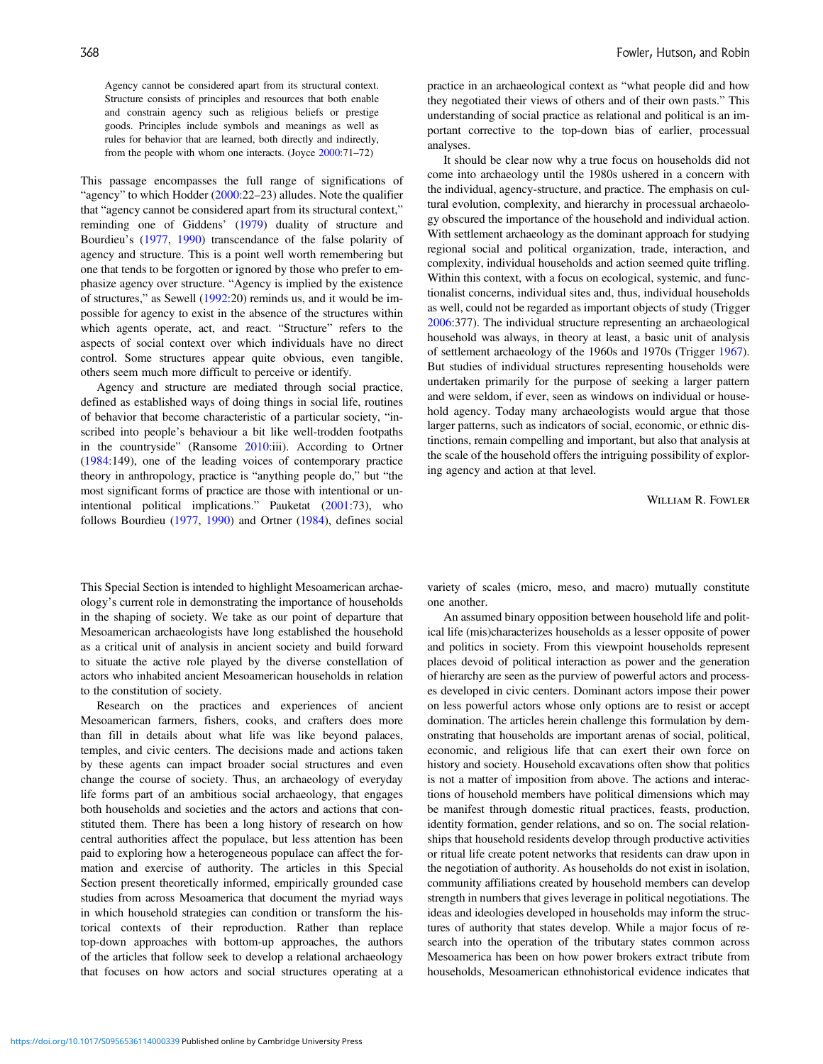> Agency cannot be considered apart from its structural context. Structure consists of principles and resources that both enable and constrain agency such as religious beliefs or prestige goods. Principles include symbols and meanings as well as rules for behavior that are learned, both directly and indirectly, from the people with whom one interacts. (Joyce 2000:71–72)

This passage encompasses the full range of significations of "agency" to which Hodder (2000:22–23) alludes. Note the qualifier that "agency cannot be considered apart from its structural context," reminding one of Giddens' (1979) duality of structure and Bourdieu's (1977, 1990) transcendance of the false polarity of agency and structure. This is a point well worth remembering but one that tends to be forgotten or ignored by those who prefer to emphasize agency over structure. "Agency is implied by the existence of structures," as Sewell (1992:20) reminds us, and it would be impossible for agency to exist in the absence of the structures within which agents operate, act, and react. "Structure" refers to the aspects of social context over which individuals have no direct control. Some structures appear quite obvious, even tangible, others seem much more difficult to perceive or identify.

Agency and structure are mediated through social practice, defined as established ways of doing things in social life, routines of behavior that become characteristic of a particular society, "inscribed into people's behaviour a bit like well-trodden footpaths in the countryside" (Ransome 2010:iii). According to Ortner (1984:149), one of the leading voices of contemporary practice theory in anthropology, practice is "anything people do," but "the most significant forms of practice are those with intentional or unintentional political implications." Pauketat (2001:73), who follows Bourdieu (1977, 1990) and Ortner (1984), defines social practice in an archaeological context as "what people did and how they negotiated their views of others and of their own pasts." This understanding of social practice as relational and political is an important corrective to the top-down bias of earlier, processual analyses.

It should be clear now why a true focus on households did not come into archaeology until the 1980s ushered in a concern with the individual, agency-structure, and practice. The emphasis on cultural evolution, complexity, and hierarchy in processual archaeology obscured the importance of the household and individual action. With settlement archaeology as the dominant approach for studying regional social and political organization, trade, interaction, and complexity, individual households and action seemed quite trifling. Within this context, with a focus on ecological, systemic, and functionalist concerns, individual sites and, thus, individual households as well, could not be regarded as important objects of study (Trigger 2006:377). The individual structure representing an archaeological household was always, in theory at least, a basic unit of analysis of settlement archaeology of the 1960s and 1970s (Trigger 1967). But studies of individual structures representing households were undertaken primarily for the purpose of seeking a larger pattern and were seldom, if ever, seen as windows on individual or household agency. Today many archaeologists would argue that those larger patterns, such as indicators of social, economic, or ethnic distinctions, remain compelling and important, but also that analysis at the scale of the household offers the intriguing possibility of exploring agency and action at that level.

William R. Fowler

This Special Section is intended to highlight Mesoamerican archaeology's current role in demonstrating the importance of households in the shaping of society. We take as our point of departure that Mesoamerican archaeologists have long established the household as a critical unit of analysis in ancient society and build forward to situate the active role played by the diverse constellation of actors who inhabited ancient Mesoamerican households in relation to the constitution of society.

Research on the practices and experiences of ancient Mesoamerican farmers, fishers, cooks, and crafters does more than fill in details about what life was like beyond palaces, temples, and civic centers. The decisions made and actions taken by these agents can impact broader social structures and even change the course of society. Thus, an archaeology of everyday life forms part of an ambitious social archaeology, that engages both households and societies and the actors and actions that constituted them. There has been a long history of research on how central authorities affect the populace, but less attention has been paid to exploring how a heterogeneous populace can affect the formation and exercise of authority. The articles in this Special Section present theoretically informed, empirically grounded case studies from across Mesoamerica that document the myriad ways in which household strategies can condition or transform the historical contexts of their reproduction. Rather than replace top-down approaches with bottom-up approaches, the authors of the articles that follow seek to develop a relational archaeology that focuses on how actors and social structures operating at a variety of scales (micro, meso, and macro) mutually constitute one another.

An assumed binary opposition between household life and political life (mis)characterizes households as a lesser opposite of power and politics in society. From this viewpoint households represent places devoid of political interaction as power and the generation of hierarchy are seen as the purview of powerful actors and processes developed in civic centers. Dominant actors impose their power on less powerful actors whose only options are to resist or accept domination. The articles herein challenge this formulation by demonstrating that households are important arenas of social, political, economic, and religious life that can exert their own force on history and society. Household excavations often show that politics is not a matter of imposition from above. The actions and interactions of household members have political dimensions which may be manifest through domestic ritual practices, feasts, production, identity formation, gender relations, and so on. The social relationships that household residents develop through productive activities or ritual life create potent networks that residents can draw upon in the negotiation of authority. As households do not exist in isolation, community affiliations created by household members can develop strength in numbers that gives leverage in political negotiations. The ideas and ideologies developed in households may inform the structures of authority that states develop. While a major focus of research into the operation of the tributary states common across Mesoamerica has been on how power brokers extract tribute from households, Mesoamerican ethnohistorical evidence indicates that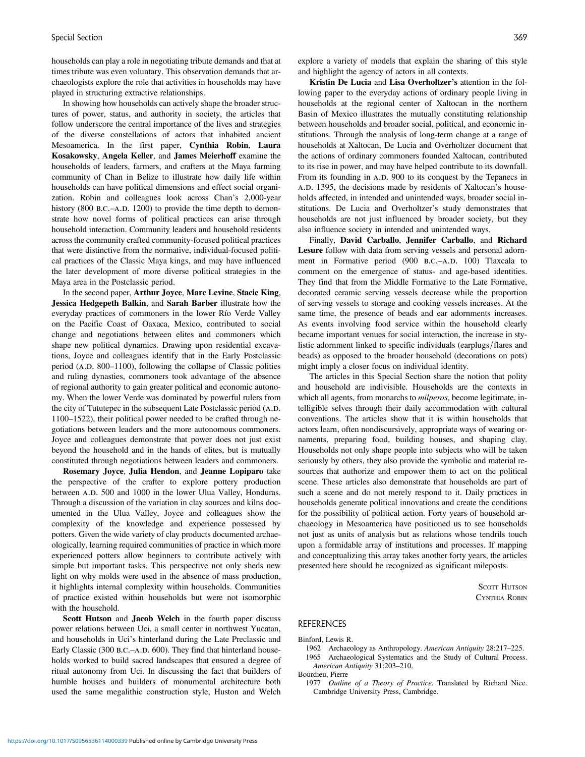households can play a role in negotiating tribute demands and that at times tribute was even voluntary. This observation demands that archaeologists explore the role that activities in households may have played in structuring extractive relationships.

In showing how households can actively shape the broader structures of power, status, and authority in society, the articles that follow underscore the central importance of the lives and strategies of the diverse constellations of actors that inhabited ancient Mesoamerica. In the first paper, **Cynthia Robin**, **Laura Kosakowsky**, **Angela Keller**, and **James Meierhoff** examine the households of leaders, farmers, and crafters at the Maya farming community of Chan in Belize to illustrate how daily life within households can have political dimensions and effect social organization. Robin and colleagues look across Chan's 2,000-year history (800 B.C.–A.D. 1200) to provide the time depth to demonstrate how novel forms of political practices can arise through household interaction. Community leaders and household residents across the community crafted community-focused political practices that were distinctive from the normative, individual-focused political practices of the Classic Maya kings, and may have influenced the later development of more diverse political strategies in the Maya area in the Postclassic period.

In the second paper, **Arthur Joyce**, **Marc Levine**, **Stacie King**, **Jessica Hedgepeth Balkin**, and **Sarah Barber** illustrate how the everyday practices of commoners in the lower Río Verde Valley on the Pacific Coast of Oaxaca, Mexico, contributed to social change and negotiations between elites and commoners which shape new political dynamics. Drawing upon residential excavations, Joyce and colleagues identify that in the Early Postclassic period (A.D. 800–1100), following the collapse of Classic polities and ruling dynasties, commoners took advantage of the absence of regional authority to gain greater political and economic autonomy. When the lower Verde was dominated by powerful rulers from the city of Tututepec in the subsequent Late Postclassic period (A.D. 1100–1522), their political power needed to be crafted through negotiations between leaders and the more autonomous commoners. Joyce and colleagues demonstrate that power does not just exist beyond the household and in the hands of elites, but is mutually constituted through negotiations between leaders and commoners.

**Rosemary Joyce**, **Julia Hendon**, and **Jeanne Lopiparo** take the perspective of the crafter to explore pottery production between A.D. 500 and 1000 in the lower Ulua Valley, Honduras. Through a discussion of the variation in clay sources and kilns documented in the Ulua Valley, Joyce and colleagues show the complexity of the knowledge and experience possessed by potters. Given the wide variety of clay products documented archaeologically, learning required communities of practice in which more experienced potters allow beginners to contribute actively with simple but important tasks. This perspective not only sheds new light on why molds were used in the absence of mass production, it highlights internal complexity within households. Communities of practice existed within households but were not isomorphic with the household.

**Scott Hutson** and **Jacob Welch** in the fourth paper discuss power relations between Uci, a small center in northwest Yucatan, and households in Uci's hinterland during the Late Preclassic and Early Classic (300 B.C.–A.D. 600). They find that hinterland households worked to build sacred landscapes that ensured a degree of ritual autonomy from Uci. In discussing the fact that builders of humble houses and builders of monumental architecture both used the same megalithic construction style, Huston and Welch explore a variety of models that explain the sharing of this style and highlight the agency of actors in all contexts.

**Kristin De Lucia** and **Lisa Overholtzer's** attention in the following paper to the everyday actions of ordinary people living in households at the regional center of Xaltocan in the northern Basin of Mexico illustrates the mutually constituting relationship between households and broader social, political, and economic institutions. Through the analysis of long-term change at a range of households at Xaltocan, De Lucia and Overholtzer document that the actions of ordinary commoners founded Xaltocan, contributed to its rise in power, and may have helped contribute to its downfall. From its founding in A.D. 900 to its conquest by the Tepanecs in A.D. 1395, the decisions made by residents of Xaltocan's households affected, in intended and unintended ways, broader social institutions. De Lucia and Overholtzer's study demonstrates that households are not just influenced by broader society, but they also influence society in intended and unintended ways.

Finally, **David Carballo**, **Jennifer Carballo**, and **Richard Lesure** follow with data from serving vessels and personal adornment in Formative period (900 B.C.–A.D. 100) Tlaxcala to comment on the emergence of status- and age-based identities. They find that from the Middle Formative to the Late Formative, decorated ceramic serving vessels decrease while the proportion of serving vessels to storage and cooking vessels increases. At the same time, the presence of beads and ear adornments increases. As events involving food service within the household clearly became important venues for social interaction, the increase in stylistic adornment linked to specific individuals (earplugs/flares and beads) as opposed to the broader household (decorations on pots) might imply a closer focus on individual identity.

The articles in this Special Section share the notion that polity and household are indivisible. Households are the contexts in which all agents, from monarchs to *milperos*, become legitimate, intelligible selves through their daily accommodation with cultural conventions. The articles show that it is within households that actors learn, often nondiscursively, appropriate ways of wearing ornaments, preparing food, building houses, and shaping clay. Households not only shape people into subjects who will be taken seriously by others, they also provide the symbolic and material resources that authorize and empower them to act on the political scene. These articles also demonstrate that households are part of such a scene and do not merely respond to it. Daily practices in households generate political innovations and create the conditions for the possibility of political action. Forty years of household archaeology in Mesoamerica have positioned us to see households not just as units of analysis but as relations whose tendrils touch upon a formidable array of institutions and processes. If mapping and conceptualizing this array takes another forty years, the articles presented here should be recognized as significant mileposts.

Scott Hutson
Cynthia Robin

## REFERENCES

Binford, Lewis R.
- 1962 Archaeology as Anthropology. *American Antiquity* 28:217–225.
- 1965 Archaeological Systematics and the Study of Cultural Process. *American Antiquity* 31:203–210.

Bourdieu, Pierre
- 1977 *Outline of a Theory of Practice*. Translated by Richard Nice. Cambridge University Press, Cambridge.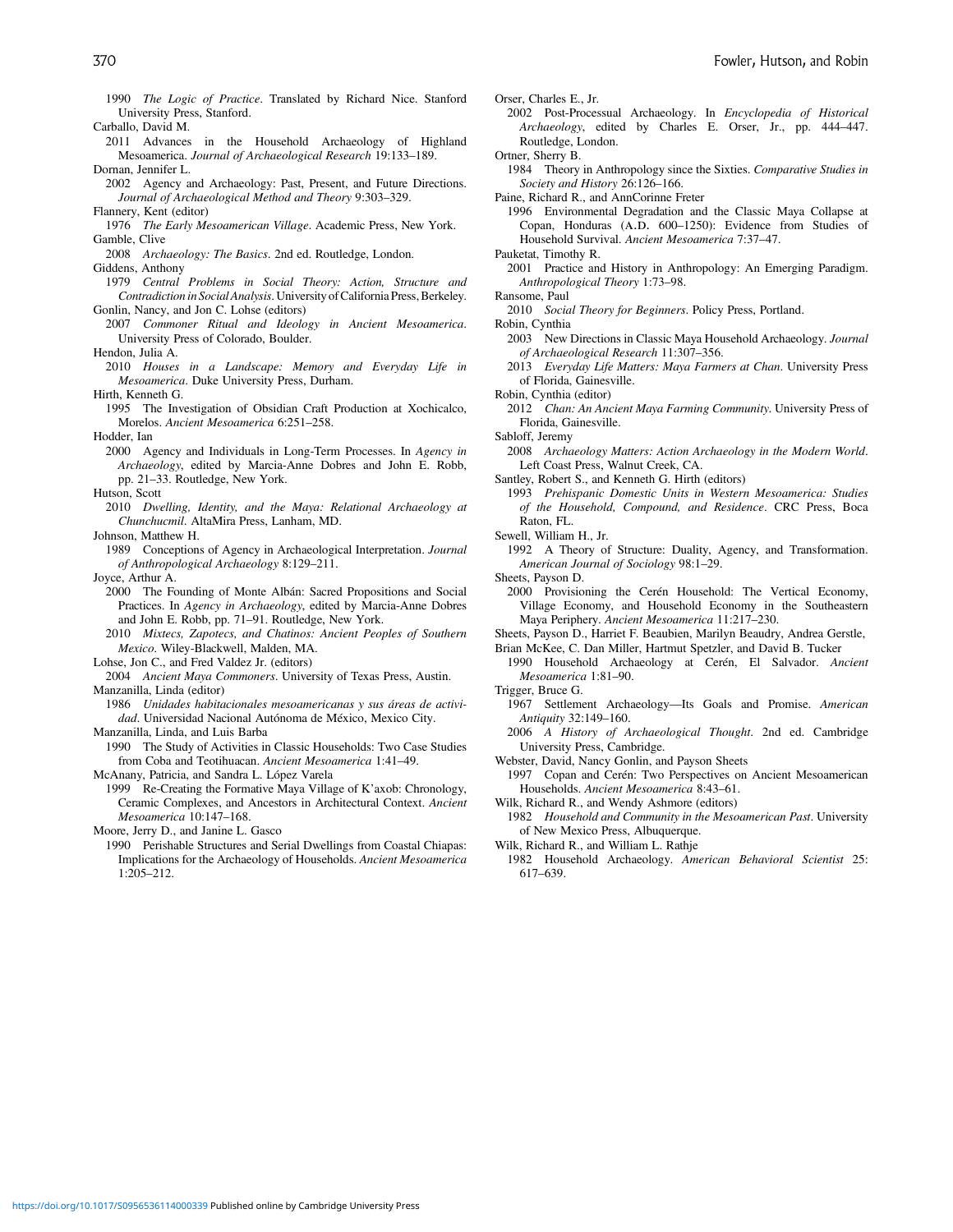1990 *The Logic of Practice*. Translated by Richard Nice. Stanford University Press, Stanford.

Carballo, David M.

2011 Advances in the Household Archaeology of Highland Mesoamerica. *Journal of Archaeological Research* 19:133–189.

Dornan, Jennifer L.

2002 Agency and Archaeology: Past, Present, and Future Directions. *Journal of Archaeological Method and Theory* 9:303–329.

Flannery, Kent (editor)

1976 *The Early Mesoamerican Village*. Academic Press, New York.

Gamble, Clive

2008 *Archaeology: The Basics*. 2nd ed. Routledge, London.

Giddens, Anthony

1979 *Central Problems in Social Theory: Action, Structure and Contradiction in Social Analysis*. University of California Press, Berkeley.

Gonlin, Nancy, and Jon C. Lohse (editors)

2007 *Commoner Ritual and Ideology in Ancient Mesoamerica*. University Press of Colorado, Boulder.

Hendon, Julia A.

2010 *Houses in a Landscape: Memory and Everyday Life in Mesoamerica*. Duke University Press, Durham.

Hirth, Kenneth G.

1995 The Investigation of Obsidian Craft Production at Xochicalco, Morelos. *Ancient Mesoamerica* 6:251–258.

Hodder, Ian

2000 Agency and Individuals in Long-Term Processes. In *Agency in Archaeology*, edited by Marcia-Anne Dobres and John E. Robb, pp. 21–33. Routledge, New York.

Hutson, Scott

2010 *Dwelling, Identity, and the Maya: Relational Archaeology at Chunchucmil*. AltaMira Press, Lanham, MD.

Johnson, Matthew H.

1989 Conceptions of Agency in Archaeological Interpretation. *Journal of Anthropological Archaeology* 8:129–211.

Joyce, Arthur A.

2000 The Founding of Monte Albán: Sacred Propositions and Social Practices. In *Agency in Archaeology*, edited by Marcia-Anne Dobres and John E. Robb, pp. 71–91. Routledge, New York.

2010 *Mixtecs, Zapotecs, and Chatinos: Ancient Peoples of Southern Mexico*. Wiley-Blackwell, Malden, MA.

Lohse, Jon C., and Fred Valdez Jr. (editors)

2004 *Ancient Maya Commoners*. University of Texas Press, Austin.

Manzanilla, Linda (editor)

1986 *Unidades habitacionales mesoamericanas y sus áreas de actividad*. Universidad Nacional Autónoma de México, Mexico City.

Manzanilla, Linda, and Luis Barba

1990 The Study of Activities in Classic Households: Two Case Studies from Coba and Teotihuacan. *Ancient Mesoamerica* 1:41–49.

McAnany, Patricia, and Sandra L. López Varela

1999 Re-Creating the Formative Maya Village of K'axob: Chronology, Ceramic Complexes, and Ancestors in Architectural Context. *Ancient Mesoamerica* 10:147–168.

Moore, Jerry D., and Janine L. Gasco

1990 Perishable Structures and Serial Dwellings from Coastal Chiapas: Implications for the Archaeology of Households. *Ancient Mesoamerica* 1:205–212.

Orser, Charles E., Jr.

2002 Post-Processual Archaeology. In *Encyclopedia of Historical Archaeology*, edited by Charles E. Orser, Jr., pp. 444–447. Routledge, London.

Ortner, Sherry B.

1984 Theory in Anthropology since the Sixties. *Comparative Studies in Society and History* 26:126–166.

Paine, Richard R., and AnnCorinne Freter

1996 Environmental Degradation and the Classic Maya Collapse at Copan, Honduras (A.D. 600–1250): Evidence from Studies of Household Survival. *Ancient Mesoamerica* 7:37–47.

Pauketat, Timothy R.

2001 Practice and History in Anthropology: An Emerging Paradigm. *Anthropological Theory* 1:73–98.

Ransome, Paul

2010 *Social Theory for Beginners*. Policy Press, Portland.

Robin, Cynthia

2003 New Directions in Classic Maya Household Archaeology. *Journal of Archaeological Research* 11:307–356.

2013 *Everyday Life Matters: Maya Farmers at Chan*. University Press of Florida, Gainesville.

Robin, Cynthia (editor)

2012 *Chan: An Ancient Maya Farming Community*. University Press of Florida, Gainesville.

Sabloff, Jeremy

2008 *Archaeology Matters: Action Archaeology in the Modern World*. Left Coast Press, Walnut Creek, CA.

Santley, Robert S., and Kenneth G. Hirth (editors)

1993 *Prehispanic Domestic Units in Western Mesoamerica: Studies of the Household, Compound, and Residence*. CRC Press, Boca Raton, FL.

Sewell, William H., Jr.

1992 A Theory of Structure: Duality, Agency, and Transformation. *American Journal of Sociology* 98:1–29.

Sheets, Payson D.

2000 Provisioning the Cerén Household: The Vertical Economy, Village Economy, and Household Economy in the Southeastern Maya Periphery. *Ancient Mesoamerica* 11:217–230.

Sheets, Payson D., Harriet F. Beaubien, Marilyn Beaudry, Andrea Gerstle, Brian McKee, C. Dan Miller, Hartmut Spetzler, and David B. Tucker

1990 Household Archaeology at Cerén, El Salvador. *Ancient Mesoamerica* 1:81–90.

Trigger, Bruce G.

1967 Settlement Archaeology—Its Goals and Promise. *American Antiquity* 32:149–160.

2006 *A History of Archaeological Thought*. 2nd ed. Cambridge University Press, Cambridge.

Webster, David, Nancy Gonlin, and Payson Sheets

1997 Copan and Cerén: Two Perspectives on Ancient Mesoamerican Households. *Ancient Mesoamerica* 8:43–61.

Wilk, Richard R., and Wendy Ashmore (editors)

1982 *Household and Community in the Mesoamerican Past*. University of New Mexico Press, Albuquerque.

Wilk, Richard R., and William L. Rathje

1982 Household Archaeology. *American Behavioral Scientist* 25: 617–639.